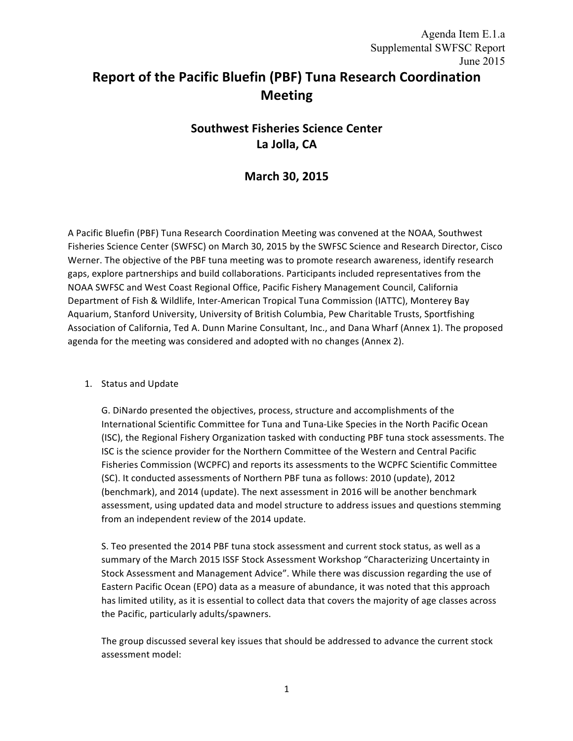Agenda Item E.1.a
Supplemental SWFSC Report
June 2015

# Report of the Pacific Bluefin (PBF) Tuna Research Coordination Meeting

## Southwest Fisheries Science Center
## La Jolla, CA

## March 30, 2015

A Pacific Bluefin (PBF) Tuna Research Coordination Meeting was convened at the NOAA, Southwest Fisheries Science Center (SWFSC) on March 30, 2015 by the SWFSC Science and Research Director, Cisco Werner. The objective of the PBF tuna meeting was to promote research awareness, identify research gaps, explore partnerships and build collaborations. Participants included representatives from the NOAA SWFSC and West Coast Regional Office, Pacific Fishery Management Council, California Department of Fish & Wildlife, Inter-American Tropical Tuna Commission (IATTC), Monterey Bay Aquarium, Stanford University, University of British Columbia, Pew Charitable Trusts, Sportfishing Association of California, Ted A. Dunn Marine Consultant, Inc., and Dana Wharf (Annex 1). The proposed agenda for the meeting was considered and adopted with no changes (Annex 2).

1. Status and Update

   G. DiNardo presented the objectives, process, structure and accomplishments of the International Scientific Committee for Tuna and Tuna-Like Species in the North Pacific Ocean (ISC), the Regional Fishery Organization tasked with conducting PBF tuna stock assessments. The ISC is the science provider for the Northern Committee of the Western and Central Pacific Fisheries Commission (WCPFC) and reports its assessments to the WCPFC Scientific Committee (SC). It conducted assessments of Northern PBF tuna as follows: 2010 (update), 2012 (benchmark), and 2014 (update). The next assessment in 2016 will be another benchmark assessment, using updated data and model structure to address issues and questions stemming from an independent review of the 2014 update.

   S. Teo presented the 2014 PBF tuna stock assessment and current stock status, as well as a summary of the March 2015 ISSF Stock Assessment Workshop "Characterizing Uncertainty in Stock Assessment and Management Advice". While there was discussion regarding the use of Eastern Pacific Ocean (EPO) data as a measure of abundance, it was noted that this approach has limited utility, as it is essential to collect data that covers the majority of age classes across the Pacific, particularly adults/spawners.

   The group discussed several key issues that should be addressed to advance the current stock assessment model: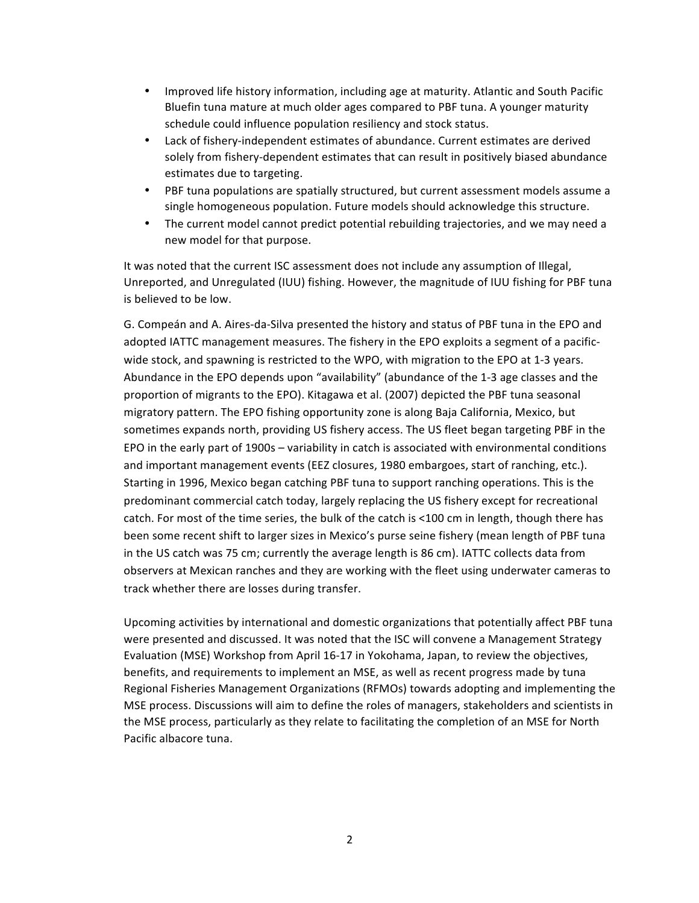- Improved life history information, including age at maturity. Atlantic and South Pacific Bluefin tuna mature at much older ages compared to PBF tuna. A younger maturity schedule could influence population resiliency and stock status.
- Lack of fishery-independent estimates of abundance. Current estimates are derived solely from fishery-dependent estimates that can result in positively biased abundance estimates due to targeting.
- PBF tuna populations are spatially structured, but current assessment models assume a single homogeneous population. Future models should acknowledge this structure.
- The current model cannot predict potential rebuilding trajectories, and we may need a new model for that purpose.

It was noted that the current ISC assessment does not include any assumption of Illegal, Unreported, and Unregulated (IUU) fishing. However, the magnitude of IUU fishing for PBF tuna is believed to be low.

G. Compeán and A. Aires-da-Silva presented the history and status of PBF tuna in the EPO and adopted IATTC management measures. The fishery in the EPO exploits a segment of a pacific-wide stock, and spawning is restricted to the WPO, with migration to the EPO at 1-3 years. Abundance in the EPO depends upon "availability" (abundance of the 1-3 age classes and the proportion of migrants to the EPO). Kitagawa et al. (2007) depicted the PBF tuna seasonal migratory pattern. The EPO fishing opportunity zone is along Baja California, Mexico, but sometimes expands north, providing US fishery access. The US fleet began targeting PBF in the EPO in the early part of 1900s – variability in catch is associated with environmental conditions and important management events (EEZ closures, 1980 embargoes, start of ranching, etc.). Starting in 1996, Mexico began catching PBF tuna to support ranching operations. This is the predominant commercial catch today, largely replacing the US fishery except for recreational catch. For most of the time series, the bulk of the catch is <100 cm in length, though there has been some recent shift to larger sizes in Mexico's purse seine fishery (mean length of PBF tuna in the US catch was 75 cm; currently the average length is 86 cm). IATTC collects data from observers at Mexican ranches and they are working with the fleet using underwater cameras to track whether there are losses during transfer.

Upcoming activities by international and domestic organizations that potentially affect PBF tuna were presented and discussed. It was noted that the ISC will convene a Management Strategy Evaluation (MSE) Workshop from April 16-17 in Yokohama, Japan, to review the objectives, benefits, and requirements to implement an MSE, as well as recent progress made by tuna Regional Fisheries Management Organizations (RFMOs) towards adopting and implementing the MSE process. Discussions will aim to define the roles of managers, stakeholders and scientists in the MSE process, particularly as they relate to facilitating the completion of an MSE for North Pacific albacore tuna.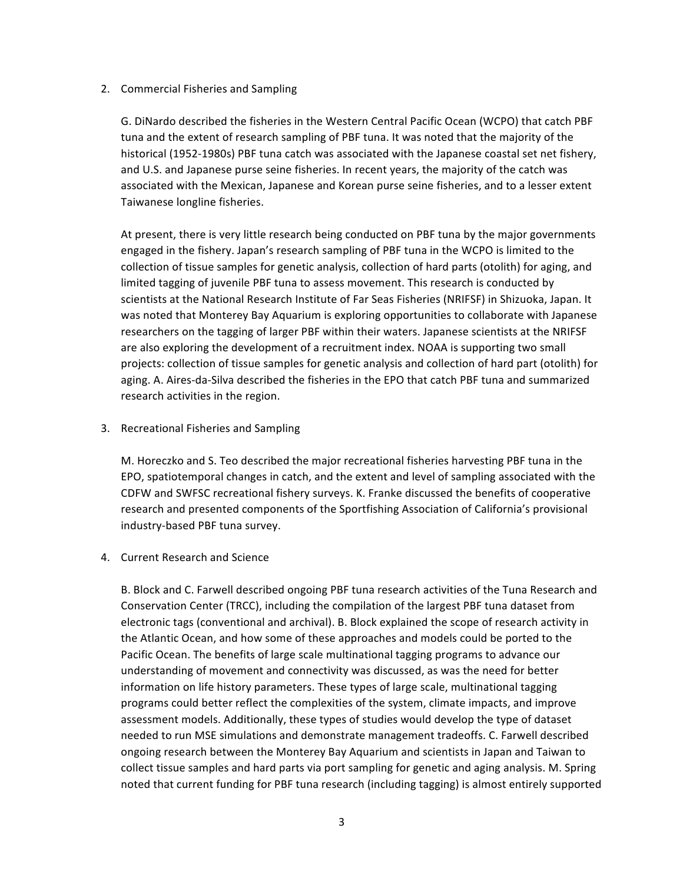2. Commercial Fisheries and Sampling

   G. DiNardo described the fisheries in the Western Central Pacific Ocean (WCPO) that catch PBF tuna and the extent of research sampling of PBF tuna. It was noted that the majority of the historical (1952-1980s) PBF tuna catch was associated with the Japanese coastal set net fishery, and U.S. and Japanese purse seine fisheries. In recent years, the majority of the catch was associated with the Mexican, Japanese and Korean purse seine fisheries, and to a lesser extent Taiwanese longline fisheries.

   At present, there is very little research being conducted on PBF tuna by the major governments engaged in the fishery. Japan's research sampling of PBF tuna in the WCPO is limited to the collection of tissue samples for genetic analysis, collection of hard parts (otolith) for aging, and limited tagging of juvenile PBF tuna to assess movement. This research is conducted by scientists at the National Research Institute of Far Seas Fisheries (NRIFSF) in Shizuoka, Japan. It was noted that Monterey Bay Aquarium is exploring opportunities to collaborate with Japanese researchers on the tagging of larger PBF within their waters. Japanese scientists at the NRIFSF are also exploring the development of a recruitment index. NOAA is supporting two small projects: collection of tissue samples for genetic analysis and collection of hard part (otolith) for aging. A. Aires-da-Silva described the fisheries in the EPO that catch PBF tuna and summarized research activities in the region.

3. Recreational Fisheries and Sampling

   M. Horeczko and S. Teo described the major recreational fisheries harvesting PBF tuna in the EPO, spatiotemporal changes in catch, and the extent and level of sampling associated with the CDFW and SWFSC recreational fishery surveys. K. Franke discussed the benefits of cooperative research and presented components of the Sportfishing Association of California's provisional industry-based PBF tuna survey.

4. Current Research and Science

   B. Block and C. Farwell described ongoing PBF tuna research activities of the Tuna Research and Conservation Center (TRCC), including the compilation of the largest PBF tuna dataset from electronic tags (conventional and archival). B. Block explained the scope of research activity in the Atlantic Ocean, and how some of these approaches and models could be ported to the Pacific Ocean. The benefits of large scale multinational tagging programs to advance our understanding of movement and connectivity was discussed, as was the need for better information on life history parameters. These types of large scale, multinational tagging programs could better reflect the complexities of the system, climate impacts, and improve assessment models. Additionally, these types of studies would develop the type of dataset needed to run MSE simulations and demonstrate management tradeoffs. C. Farwell described ongoing research between the Monterey Bay Aquarium and scientists in Japan and Taiwan to collect tissue samples and hard parts via port sampling for genetic and aging analysis. M. Spring noted that current funding for PBF tuna research (including tagging) is almost entirely supported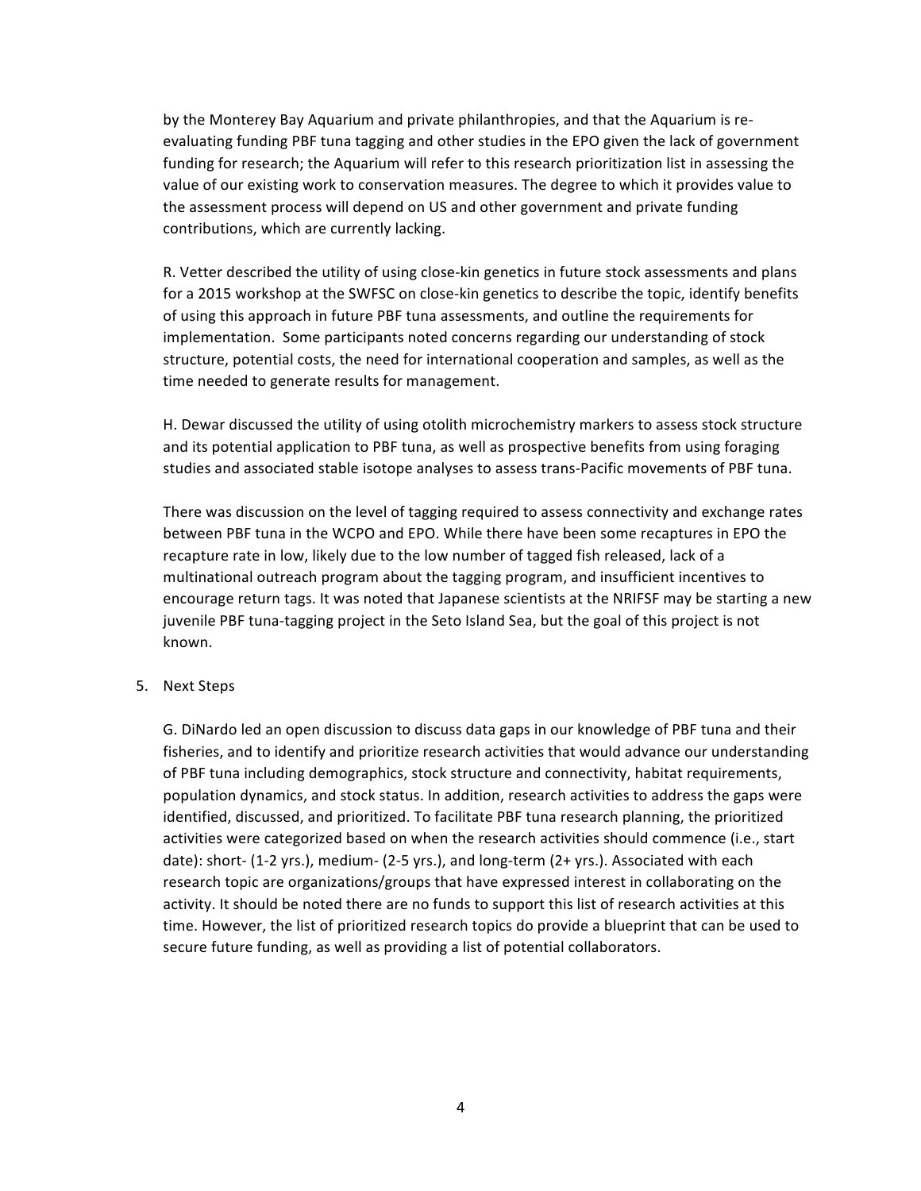by the Monterey Bay Aquarium and private philanthropies, and that the Aquarium is re-evaluating funding PBF tuna tagging and other studies in the EPO given the lack of government funding for research; the Aquarium will refer to this research prioritization list in assessing the value of our existing work to conservation measures. The degree to which it provides value to the assessment process will depend on US and other government and private funding contributions, which are currently lacking.

R. Vetter described the utility of using close-kin genetics in future stock assessments and plans for a 2015 workshop at the SWFSC on close-kin genetics to describe the topic, identify benefits of using this approach in future PBF tuna assessments, and outline the requirements for implementation. Some participants noted concerns regarding our understanding of stock structure, potential costs, the need for international cooperation and samples, as well as the time needed to generate results for management.

H. Dewar discussed the utility of using otolith microchemistry markers to assess stock structure and its potential application to PBF tuna, as well as prospective benefits from using foraging studies and associated stable isotope analyses to assess trans-Pacific movements of PBF tuna.

There was discussion on the level of tagging required to assess connectivity and exchange rates between PBF tuna in the WCPO and EPO. While there have been some recaptures in EPO the recapture rate in low, likely due to the low number of tagged fish released, lack of a multinational outreach program about the tagging program, and insufficient incentives to encourage return tags. It was noted that Japanese scientists at the NRIFSF may be starting a new juvenile PBF tuna-tagging project in the Seto Island Sea, but the goal of this project is not known.

5. Next Steps

G. DiNardo led an open discussion to discuss data gaps in our knowledge of PBF tuna and their fisheries, and to identify and prioritize research activities that would advance our understanding of PBF tuna including demographics, stock structure and connectivity, habitat requirements, population dynamics, and stock status. In addition, research activities to address the gaps were identified, discussed, and prioritized. To facilitate PBF tuna research planning, the prioritized activities were categorized based on when the research activities should commence (i.e., start date): short- (1-2 yrs.), medium- (2-5 yrs.), and long-term (2+ yrs.). Associated with each research topic are organizations/groups that have expressed interest in collaborating on the activity. It should be noted there are no funds to support this list of research activities at this time. However, the list of prioritized research topics do provide a blueprint that can be used to secure future funding, as well as providing a list of potential collaborators.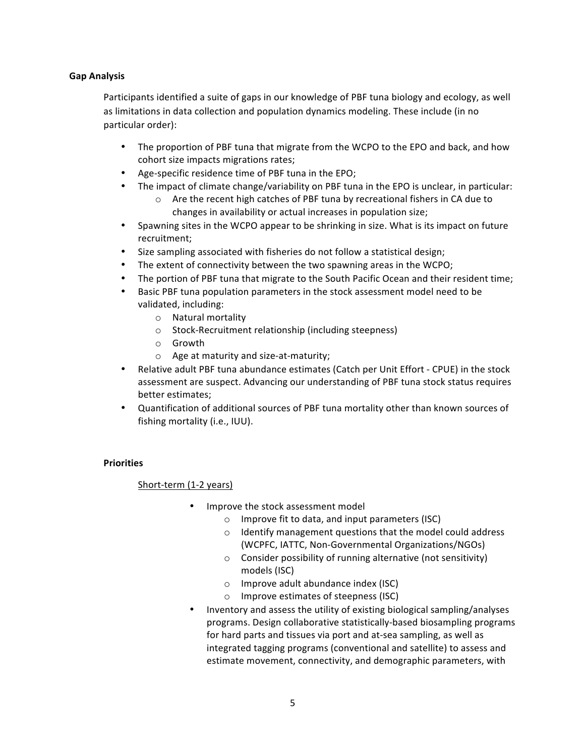**Gap Analysis**

Participants identified a suite of gaps in our knowledge of PBF tuna biology and ecology, as well as limitations in data collection and population dynamics modeling. These include (in no particular order):

- The proportion of PBF tuna that migrate from the WCPO to the EPO and back, and how cohort size impacts migrations rates;
- Age-specific residence time of PBF tuna in the EPO;
- The impact of climate change/variability on PBF tuna in the EPO is unclear, in particular:
    - Are the recent high catches of PBF tuna by recreational fishers in CA due to changes in availability or actual increases in population size;
- Spawning sites in the WCPO appear to be shrinking in size. What is its impact on future recruitment;
- Size sampling associated with fisheries do not follow a statistical design;
- The extent of connectivity between the two spawning areas in the WCPO;
- The portion of PBF tuna that migrate to the South Pacific Ocean and their resident time;
- Basic PBF tuna population parameters in the stock assessment model need to be validated, including:
    - Natural mortality
    - Stock-Recruitment relationship (including steepness)
    - Growth
    - Age at maturity and size-at-maturity;
- Relative adult PBF tuna abundance estimates (Catch per Unit Effort - CPUE) in the stock assessment are suspect. Advancing our understanding of PBF tuna stock status requires better estimates;
- Quantification of additional sources of PBF tuna mortality other than known sources of fishing mortality (i.e., IUU).

**Priorities**

<u>Short-term (1-2 years)</u>

- Improve the stock assessment model
    - Improve fit to data, and input parameters (ISC)
    - Identify management questions that the model could address (WCPFC, IATTC, Non-Governmental Organizations/NGOs)
    - Consider possibility of running alternative (not sensitivity) models (ISC)
    - Improve adult abundance index (ISC)
    - Improve estimates of steepness (ISC)
- Inventory and assess the utility of existing biological sampling/analyses programs. Design collaborative statistically-based biosampling programs for hard parts and tissues via port and at-sea sampling, as well as integrated tagging programs (conventional and satellite) to assess and estimate movement, connectivity, and demographic parameters, with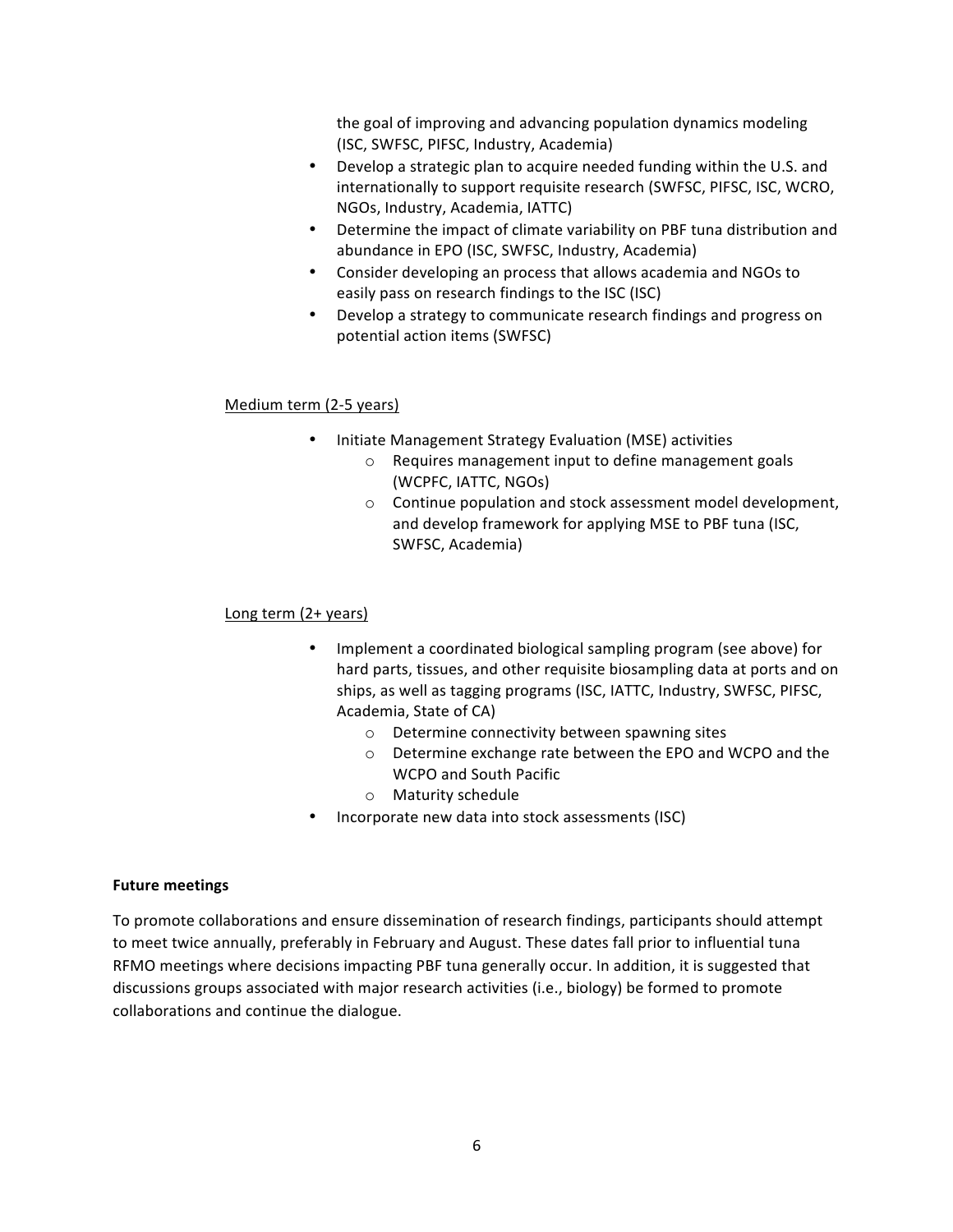the goal of improving and advancing population dynamics modeling (ISC, SWFSC, PIFSC, Industry, Academia)

- Develop a strategic plan to acquire needed funding within the U.S. and internationally to support requisite research (SWFSC, PIFSC, ISC, WCRO, NGOs, Industry, Academia, IATTC)
- Determine the impact of climate variability on PBF tuna distribution and abundance in EPO (ISC, SWFSC, Industry, Academia)
- Consider developing an process that allows academia and NGOs to easily pass on research findings to the ISC (ISC)
- Develop a strategy to communicate research findings and progress on potential action items (SWFSC)

<u>Medium term (2-5 years)</u>

- Initiate Management Strategy Evaluation (MSE) activities
  - Requires management input to define management goals (WCPFC, IATTC, NGOs)
  - Continue population and stock assessment model development, and develop framework for applying MSE to PBF tuna (ISC, SWFSC, Academia)

<u>Long term (2+ years)</u>

- Implement a coordinated biological sampling program (see above) for hard parts, tissues, and other requisite biosampling data at ports and on ships, as well as tagging programs (ISC, IATTC, Industry, SWFSC, PIFSC, Academia, State of CA)
  - Determine connectivity between spawning sites
  - Determine exchange rate between the EPO and WCPO and the WCPO and South Pacific
  - Maturity schedule
- Incorporate new data into stock assessments (ISC)

**Future meetings**

To promote collaborations and ensure dissemination of research findings, participants should attempt to meet twice annually, preferably in February and August. These dates fall prior to influential tuna RFMO meetings where decisions impacting PBF tuna generally occur. In addition, it is suggested that discussions groups associated with major research activities (i.e., biology) be formed to promote collaborations and continue the dialogue.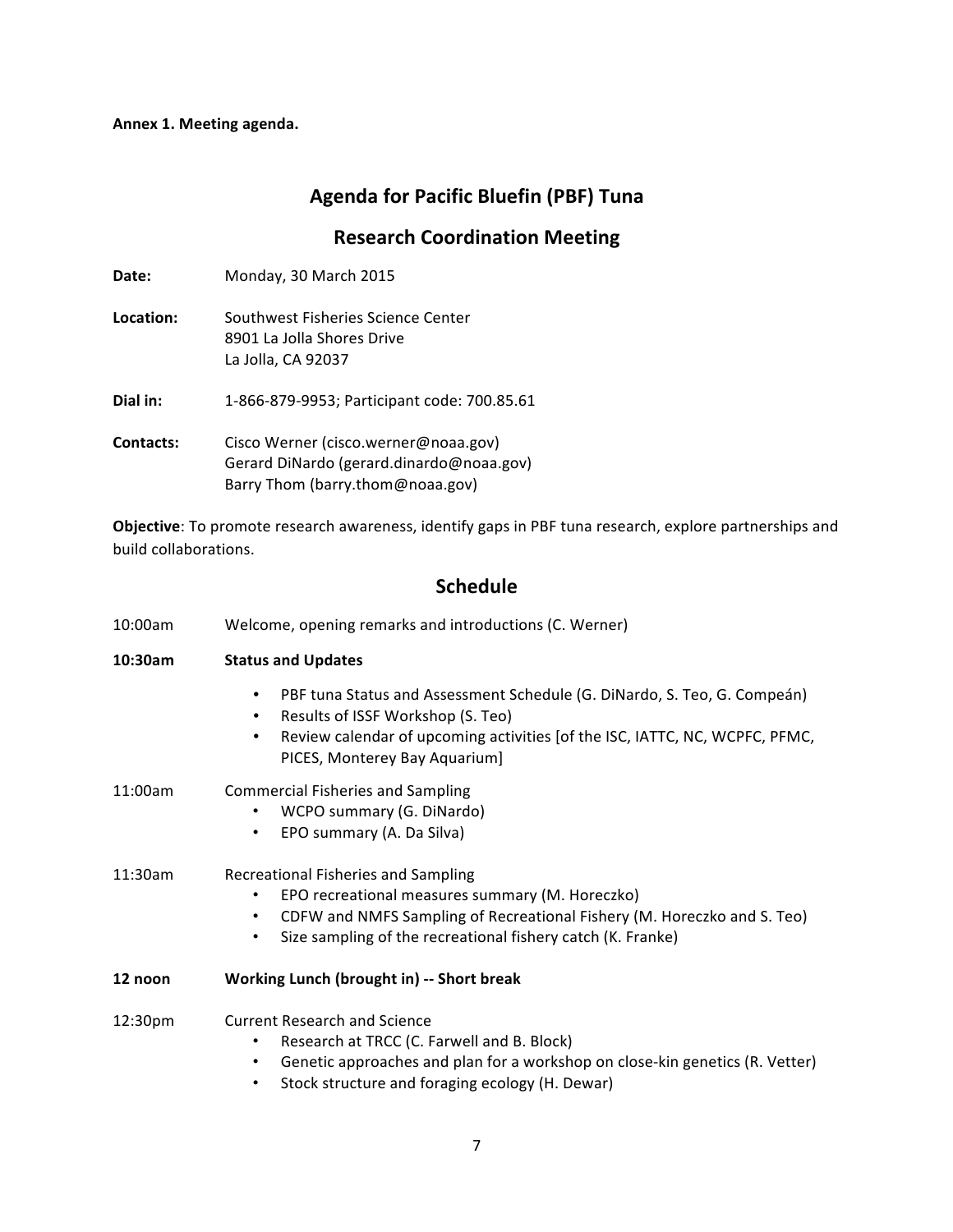**Annex 1. Meeting agenda.**

## Agenda for Pacific Bluefin (PBF) Tuna

## Research Coordination Meeting

**Date:** Monday, 30 March 2015

**Location:** Southwest Fisheries Science Center
8901 La Jolla Shores Drive
La Jolla, CA 92037

**Dial in:** 1-866-879-9953; Participant code: 700.85.61

**Contacts:** Cisco Werner (cisco.werner@noaa.gov)
Gerard DiNardo (gerard.dinardo@noaa.gov)
Barry Thom (barry.thom@noaa.gov)

**Objective**: To promote research awareness, identify gaps in PBF tuna research, explore partnerships and build collaborations.

## Schedule

10:00am — Welcome, opening remarks and introductions (C. Werner)

**10:30am — Status and Updates**

- PBF tuna Status and Assessment Schedule (G. DiNardo, S. Teo, G. Compeán)
- Results of ISSF Workshop (S. Teo)
- Review calendar of upcoming activities [of the ISC, IATTC, NC, WCPFC, PFMC, PICES, Monterey Bay Aquarium]

11:00am — Commercial Fisheries and Sampling

- WCPO summary (G. DiNardo)
- EPO summary (A. Da Silva)

11:30am — Recreational Fisheries and Sampling

- EPO recreational measures summary (M. Horeczko)
- CDFW and NMFS Sampling of Recreational Fishery (M. Horeczko and S. Teo)
- Size sampling of the recreational fishery catch (K. Franke)

**12 noon — Working Lunch (brought in) -- Short break**

12:30pm — Current Research and Science

- Research at TRCC (C. Farwell and B. Block)
- Genetic approaches and plan for a workshop on close-kin genetics (R. Vetter)
- Stock structure and foraging ecology (H. Dewar)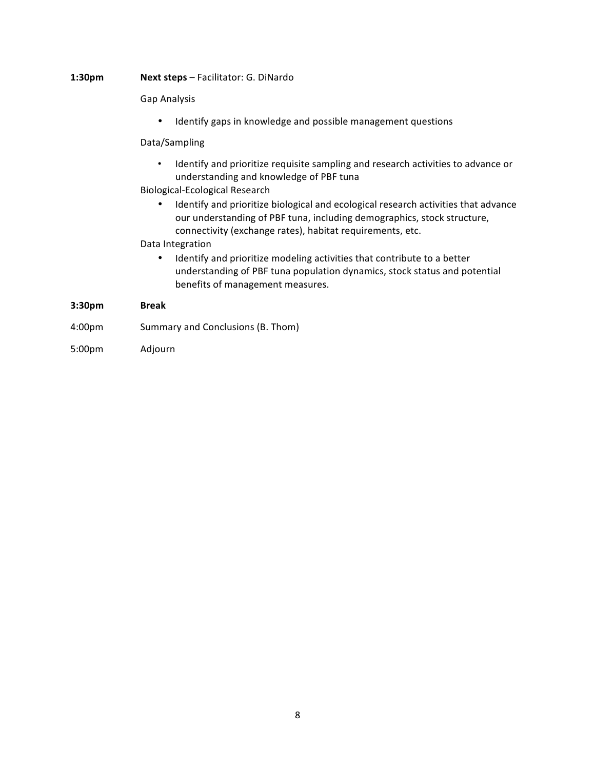**1:30pm** **Next steps** – Facilitator: G. DiNardo

Gap Analysis

- Identify gaps in knowledge and possible management questions

Data/Sampling

- Identify and prioritize requisite sampling and research activities to advance or understanding and knowledge of PBF tuna

Biological-Ecological Research

- Identify and prioritize biological and ecological research activities that advance our understanding of PBF tuna, including demographics, stock structure, connectivity (exchange rates), habitat requirements, etc.

Data Integration

- Identify and prioritize modeling activities that contribute to a better understanding of PBF tuna population dynamics, stock status and potential benefits of management measures.

**3:30pm** **Break**

4:00pm Summary and Conclusions (B. Thom)

5:00pm Adjourn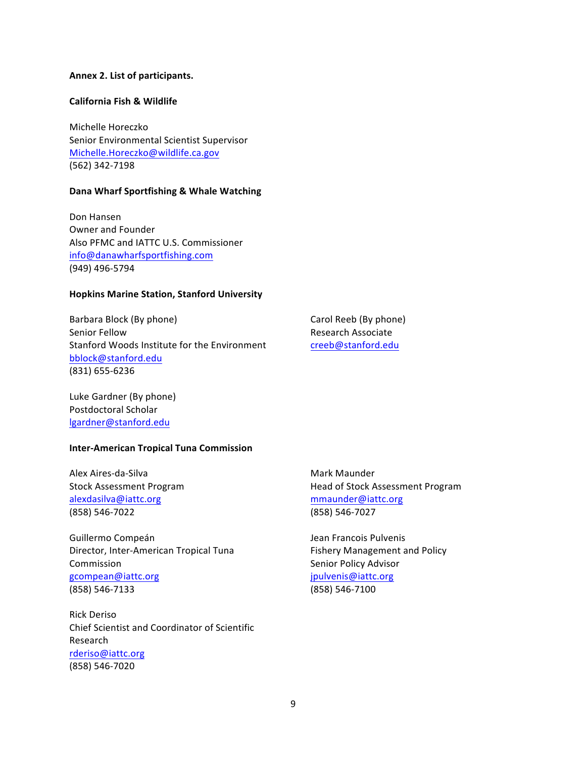**Annex 2. List of participants.**

**California Fish & Wildlife**

Michelle Horeczko
Senior Environmental Scientist Supervisor
Michelle.Horeczko@wildlife.ca.gov
(562) 342-7198

**Dana Wharf Sportfishing & Whale Watching**

Don Hansen
Owner and Founder
Also PFMC and IATTC U.S. Commissioner
info@danawharfsportfishing.com
(949) 496-5794

**Hopkins Marine Station, Stanford University**

Barbara Block (By phone)
Senior Fellow
Stanford Woods Institute for the Environment
bblock@stanford.edu
(831) 655-6236

Carol Reeb (By phone)
Research Associate
creeb@stanford.edu

Luke Gardner (By phone)
Postdoctoral Scholar
lgardner@stanford.edu

**Inter-American Tropical Tuna Commission**

Alex Aires-da-Silva
Stock Assessment Program
alexdasilva@iattc.org
(858) 546-7022

Mark Maunder
Head of Stock Assessment Program
mmaunder@iattc.org
(858) 546-7027

Guillermo Compeán
Director, Inter-American Tropical Tuna Commission
gcompean@iattc.org
(858) 546-7133

Jean Francois Pulvenis
Fishery Management and Policy
Senior Policy Advisor
jpulvenis@iattc.org
(858) 546-7100

Rick Deriso
Chief Scientist and Coordinator of Scientific Research
rderiso@iattc.org
(858) 546-7020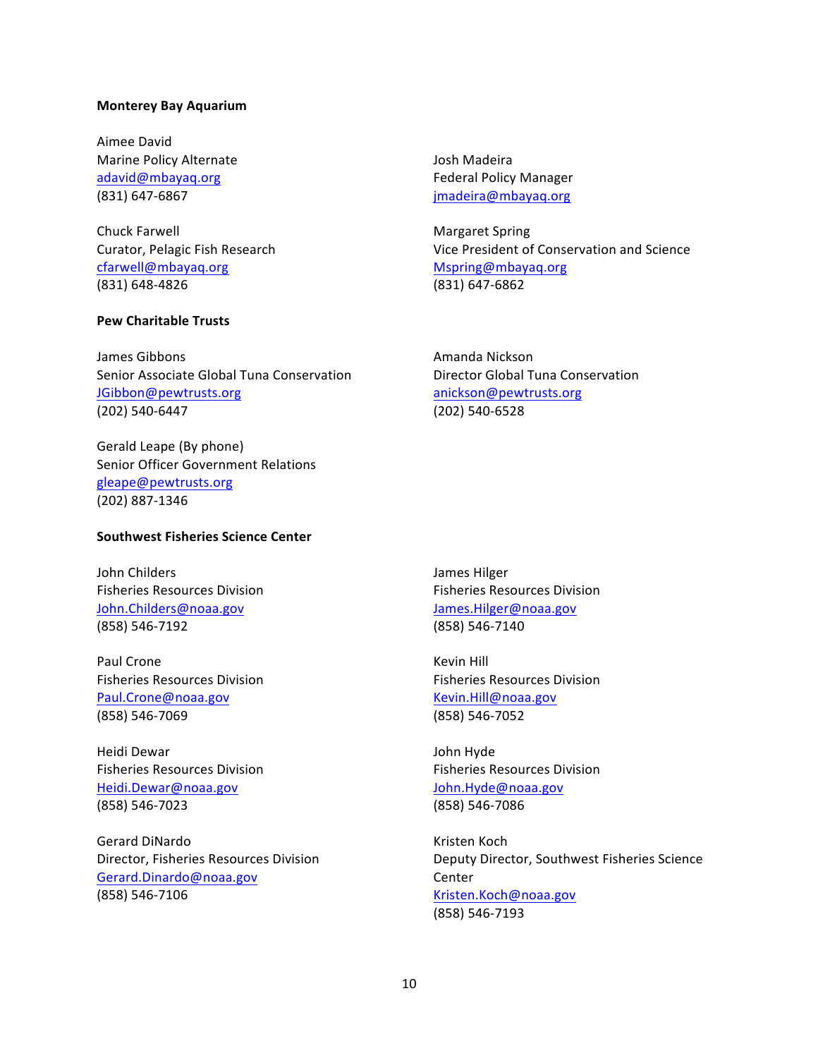**Monterey Bay Aquarium**

Aimee David
Marine Policy Alternate
adavid@mbayaq.org
(831) 647-6867

Josh Madeira
Federal Policy Manager
jmadeira@mbayaq.org

Chuck Farwell
Curator, Pelagic Fish Research
cfarwell@mbayaq.org
(831) 648-4826

Margaret Spring
Vice President of Conservation and Science
Mspring@mbayaq.org
(831) 647-6862

**Pew Charitable Trusts**

James Gibbons
Senior Associate Global Tuna Conservation
JGibbon@pewtrusts.org
(202) 540-6447

Amanda Nickson
Director Global Tuna Conservation
anickson@pewtrusts.org
(202) 540-6528

Gerald Leape (By phone)
Senior Officer Government Relations
gleape@pewtrusts.org
(202) 887-1346

**Southwest Fisheries Science Center**

John Childers
Fisheries Resources Division
John.Childers@noaa.gov
(858) 546-7192

James Hilger
Fisheries Resources Division
James.Hilger@noaa.gov
(858) 546-7140

Paul Crone
Fisheries Resources Division
Paul.Crone@noaa.gov
(858) 546-7069

Kevin Hill
Fisheries Resources Division
Kevin.Hill@noaa.gov
(858) 546-7052

Heidi Dewar
Fisheries Resources Division
Heidi.Dewar@noaa.gov
(858) 546-7023

John Hyde
Fisheries Resources Division
John.Hyde@noaa.gov
(858) 546-7086

Gerard DiNardo
Director, Fisheries Resources Division
Gerard.Dinardo@noaa.gov
(858) 546-7106

Kristen Koch
Deputy Director, Southwest Fisheries Science Center
Kristen.Koch@noaa.gov
(858) 546-7193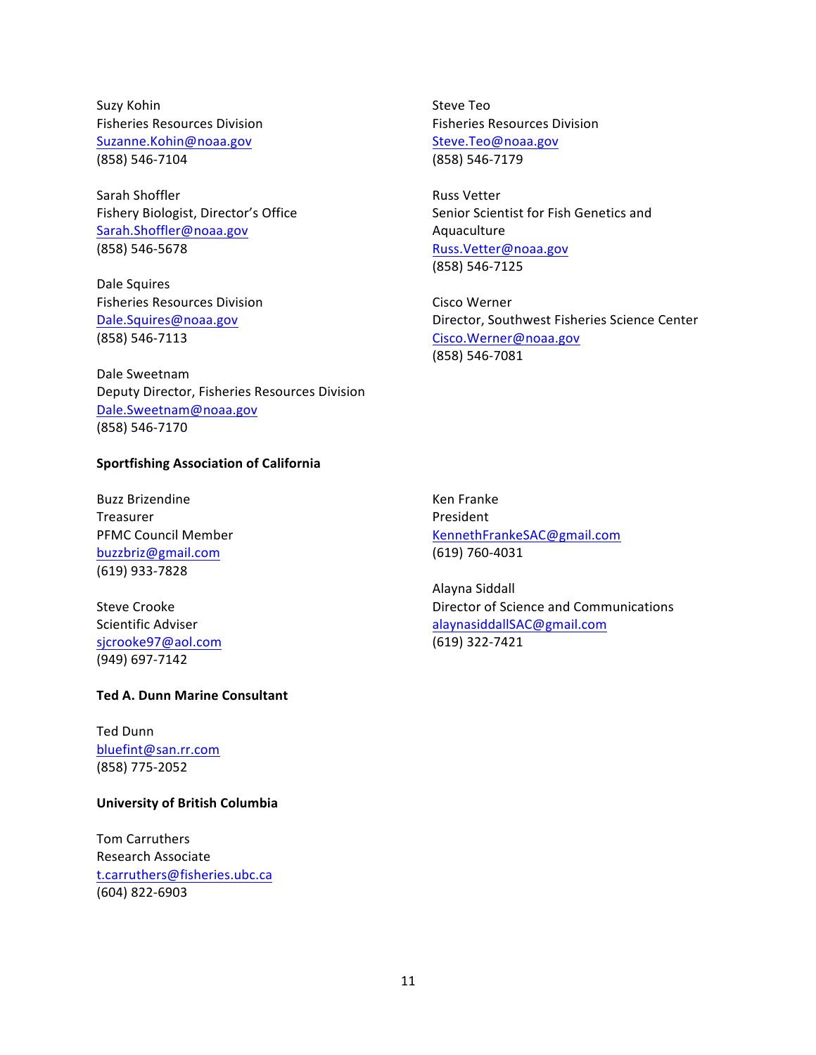Suzy Kohin
Fisheries Resources Division
Suzanne.Kohin@noaa.gov
(858) 546-7104

Sarah Shoffler
Fishery Biologist, Director's Office
Sarah.Shoffler@noaa.gov
(858) 546-5678

Dale Squires
Fisheries Resources Division
Dale.Squires@noaa.gov
(858) 546-7113

Dale Sweetnam
Deputy Director, Fisheries Resources Division
Dale.Sweetnam@noaa.gov
(858) 546-7170

Steve Teo
Fisheries Resources Division
Steve.Teo@noaa.gov
(858) 546-7179

Russ Vetter
Senior Scientist for Fish Genetics and Aquaculture
Russ.Vetter@noaa.gov
(858) 546-7125

Cisco Werner
Director, Southwest Fisheries Science Center
Cisco.Werner@noaa.gov
(858) 546-7081

**Sportfishing Association of California**

Buzz Brizendine
Treasurer
PFMC Council Member
buzzbriz@gmail.com
(619) 933-7828

Steve Crooke
Scientific Adviser
sjcrooke97@aol.com
(949) 697-7142

Ken Franke
President
KennethFrankeSAC@gmail.com
(619) 760-4031

Alayna Siddall
Director of Science and Communications
alaynasiddallSAC@gmail.com
(619) 322-7421

**Ted A. Dunn Marine Consultant**

Ted Dunn
bluefint@san.rr.com
(858) 775-2052

**University of British Columbia**

Tom Carruthers
Research Associate
t.carruthers@fisheries.ubc.ca
(604) 822-6903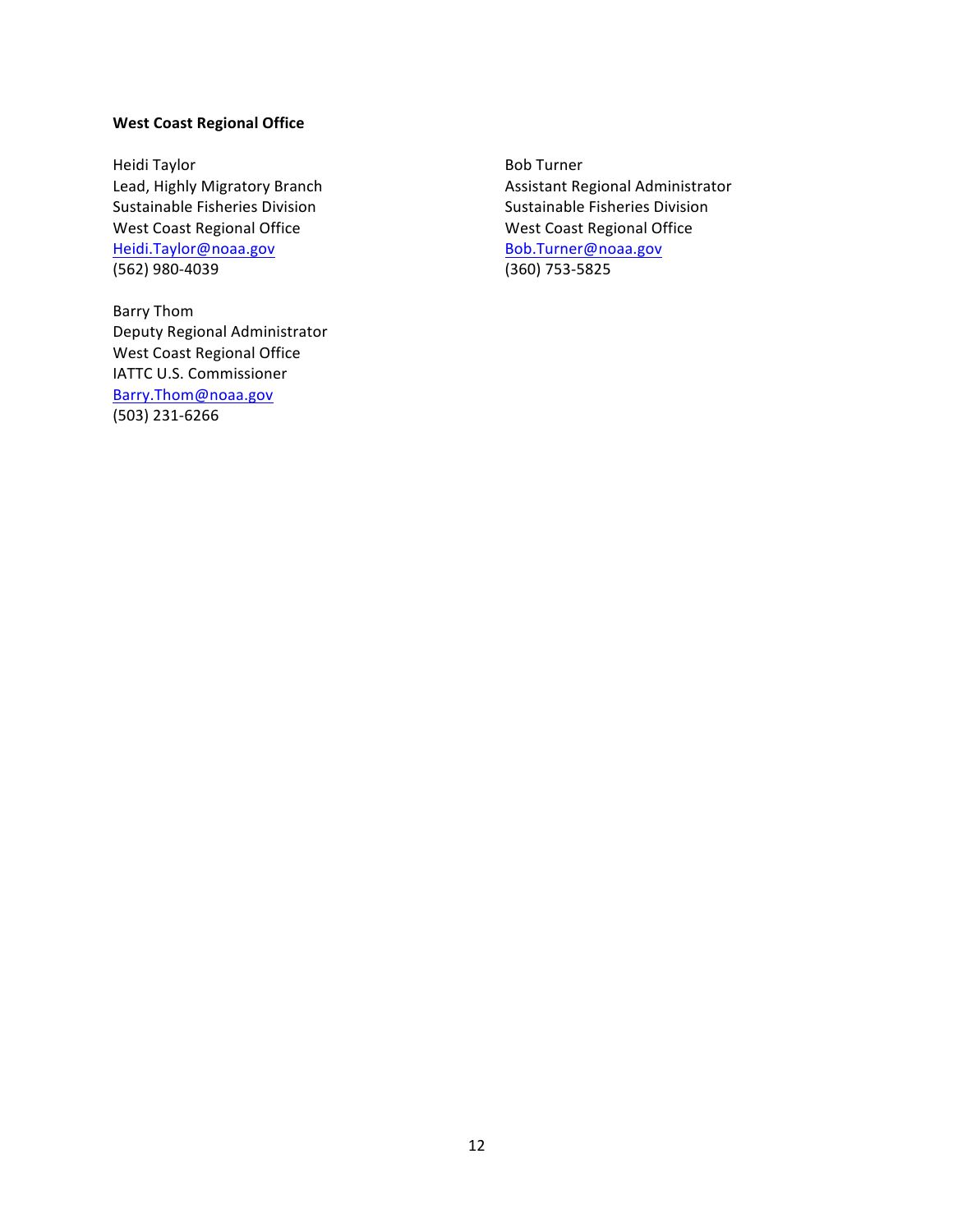**West Coast Regional Office**

Heidi Taylor
Lead, Highly Migratory Branch
Sustainable Fisheries Division
West Coast Regional Office
Heidi.Taylor@noaa.gov
(562) 980-4039

Bob Turner
Assistant Regional Administrator
Sustainable Fisheries Division
West Coast Regional Office
Bob.Turner@noaa.gov
(360) 753-5825

Barry Thom
Deputy Regional Administrator
West Coast Regional Office
IATTC U.S. Commissioner
Barry.Thom@noaa.gov
(503) 231-6266